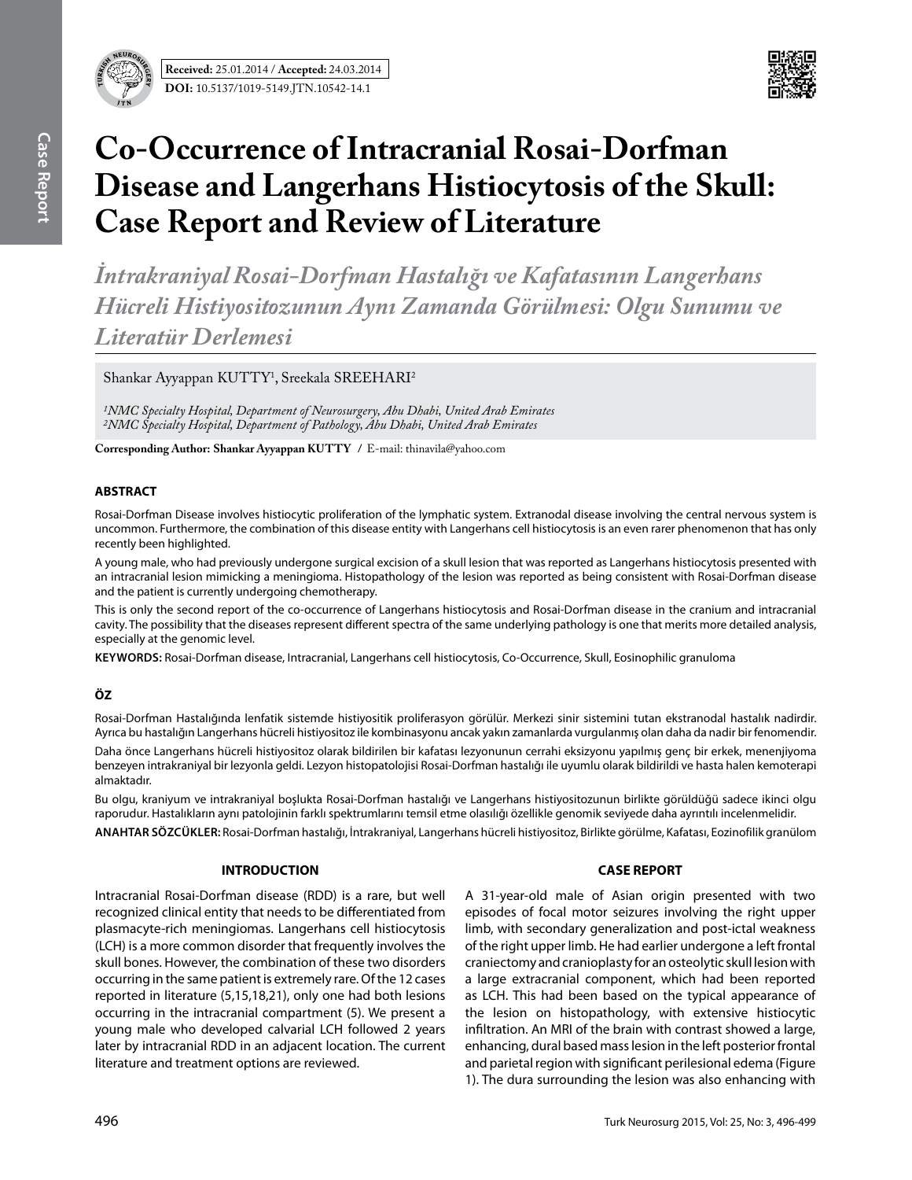Received: 25.01.2014 / Accepted: 24.03.2014

DOI: 10.5137/1019-5149.JTN.10542-14.1

# Co-Occurrence of Intracranial Rosai-Dorfman Disease and Langerhans Histiocytosis of the Skull: Case Report and Review of Literature

*İntrakraniyal Rosai-Dorfman Hastalığı ve Kafatasının Langerhans Hücreli Histiyositozunun Aynı Zamanda Görülmesi: Olgu Sunumu ve Literatür Derlemesi*

Shankar Ayyappan KUTTY[1], Sreekala SREEHARI[2]

[1]NMC Specialty Hospital, Department of Neurosurgery, Abu Dhabi, United Arab Emirates
[2]NMC Specialty Hospital, Department of Pathology, Abu Dhabi, United Arab Emirates

**Corresponding Author: Shankar Ayyappan KUTTY** / E-mail: thinavila@yahoo.com

## ABSTRACT

Rosai-Dorfman Disease involves histiocytic proliferation of the lymphatic system. Extranodal disease involving the central nervous system is uncommon. Furthermore, the combination of this disease entity with Langerhans cell histiocytosis is an even rarer phenomenon that has only recently been highlighted.

A young male, who had previously undergone surgical excision of a skull lesion that was reported as Langerhans histiocytosis presented with an intracranial lesion mimicking a meningioma. Histopathology of the lesion was reported as being consistent with Rosai-Dorfman disease and the patient is currently undergoing chemotherapy.

This is only the second report of the co-occurrence of Langerhans histiocytosis and Rosai-Dorfman disease in the cranium and intracranial cavity. The possibility that the diseases represent different spectra of the same underlying pathology is one that merits more detailed analysis, especially at the genomic level.

**KEYWORDS:** Rosai-Dorfman disease, Intracranial, Langerhans cell histiocytosis, Co-Occurrence, Skull, Eosinophilic granuloma

## ÖZ

Rosai-Dorfman Hastalığında lenfatik sistemde histiyositik proliferasyon görülür. Merkezi sinir sistemini tutan ekstranodal hastalık nadirdir. Ayrıca bu hastalığın Langerhans hücreli histiyositoz ile kombinasyonu ancak yakın zamanlarda vurgulanmış olan daha da nadir bir fenomendir.

Daha önce Langerhans hücreli histiyositoz olarak bildirilen bir kafatası lezyonunun cerrahi eksizyonu yapılmış genç bir erkek, menenjiyoma benzeyen intrakraniyal bir lezyonla geldi. Lezyon histopatolojisi Rosai-Dorfman hastalığı ile uyumlu olarak bildirildi ve hasta halen kemoterapi almaktadır.

Bu olgu, kraniyum ve intrakraniyal boşlukta Rosai-Dorfman hastalığı ve Langerhans histiyositozunun birlikte görüldüğü sadece ikinci olgu raporudur. Hastalıkların aynı patolojinin farklı spektrumlarını temsil etme olasılığı özellikle genomik seviyede daha ayrıntılı incelenmelidir.

**ANAHTAR SÖZCÜKLER:** Rosai-Dorfman hastalığı, İntrakraniyal, Langerhans hücreli histiyositoz, Birlikte görülme, Kafatası, Eozinofilik granülom

## INTRODUCTION

Intracranial Rosai-Dorfman disease (RDD) is a rare, but well recognized clinical entity that needs to be differentiated from plasmacyte-rich meningiomas. Langerhans cell histiocytosis (LCH) is a more common disorder that frequently involves the skull bones. However, the combination of these two disorders occurring in the same patient is extremely rare. Of the 12 cases reported in literature (5,15,18,21), only one had both lesions occurring in the intracranial compartment (5). We present a young male who developed calvarial LCH followed 2 years later by intracranial RDD in an adjacent location. The current literature and treatment options are reviewed.

## CASE REPORT

A 31-year-old male of Asian origin presented with two episodes of focal motor seizures involving the right upper limb, with secondary generalization and post-ictal weakness of the right upper limb. He had earlier undergone a left frontal craniectomy and cranioplasty for an osteolytic skull lesion with a large extracranial component, which had been reported as LCH. This had been based on the typical appearance of the lesion on histopathology, with extensive histiocytic infiltration. An MRI of the brain with contrast showed a large, enhancing, dural based mass lesion in the left posterior frontal and parietal region with significant perilesional edema (Figure 1). The dura surrounding the lesion was also enhancing with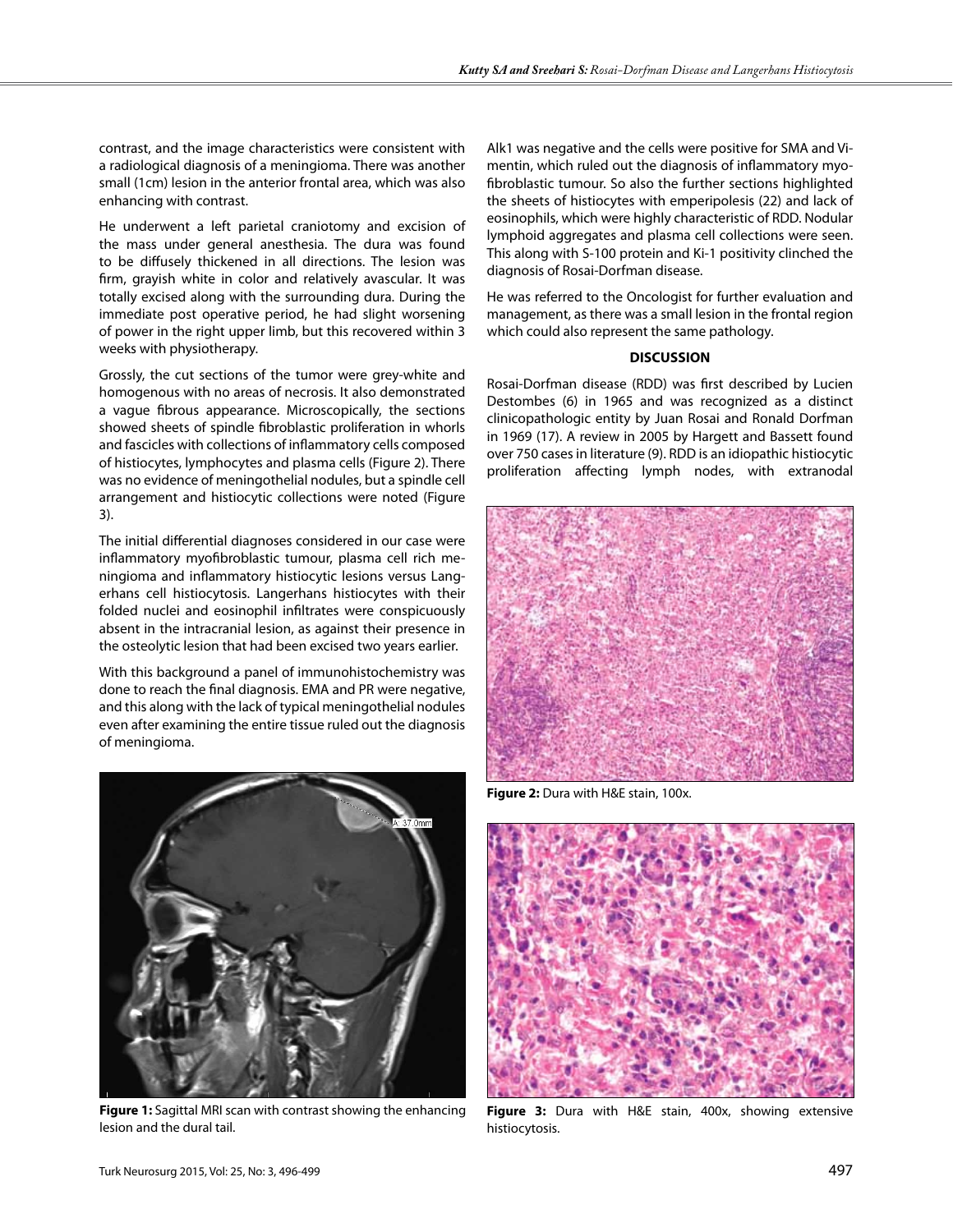contrast, and the image characteristics were consistent with a radiological diagnosis of a meningioma. There was another small (1cm) lesion in the anterior frontal area, which was also enhancing with contrast.

He underwent a left parietal craniotomy and excision of the mass under general anesthesia. The dura was found to be diffusely thickened in all directions. The lesion was firm, grayish white in color and relatively avascular. It was totally excised along with the surrounding dura. During the immediate post operative period, he had slight worsening of power in the right upper limb, but this recovered within 3 weeks with physiotherapy.

Grossly, the cut sections of the tumor were grey-white and homogenous with no areas of necrosis. It also demonstrated a vague fibrous appearance. Microscopically, the sections showed sheets of spindle fibroblastic proliferation in whorls and fascicles with collections of inflammatory cells composed of histiocytes, lymphocytes and plasma cells (Figure 2). There was no evidence of meningothelial nodules, but a spindle cell arrangement and histiocytic collections were noted (Figure 3).

The initial differential diagnoses considered in our case were inflammatory myofibroblastic tumour, plasma cell rich meningioma and inflammatory histiocytic lesions versus Langerhans cell histiocytosis. Langerhans histiocytes with their folded nuclei and eosinophil infiltrates were conspicuously absent in the intracranial lesion, as against their presence in the osteolytic lesion that had been excised two years earlier.

With this background a panel of immunohistochemistry was done to reach the final diagnosis. EMA and PR were negative, and this along with the lack of typical meningothelial nodules even after examining the entire tissue ruled out the diagnosis of meningioma.

Figure 1: Sagittal MRI scan with contrast showing the enhancing lesion and the dural tail.

Alk1 was negative and the cells were positive for SMA and Vimentin, which ruled out the diagnosis of inflammatory myofibroblastic tumour. So also the further sections highlighted the sheets of histiocytes with emperipolesis (22) and lack of eosinophils, which were highly characteristic of RDD. Nodular lymphoid aggregates and plasma cell collections were seen. This along with S-100 protein and Ki-1 positivity clinched the diagnosis of Rosai-Dorfman disease.

He was referred to the Oncologist for further evaluation and management, as there was a small lesion in the frontal region which could also represent the same pathology.

## DISCUSSION

Rosai-Dorfman disease (RDD) was first described by Lucien Destombes (6) in 1965 and was recognized as a distinct clinicopathologic entity by Juan Rosai and Ronald Dorfman in 1969 (17). A review in 2005 by Hargett and Bassett found over 750 cases in literature (9). RDD is an idiopathic histiocytic proliferation affecting lymph nodes, with extranodal

Figure 2: Dura with H&E stain, 100x.

Figure 3: Dura with H&E stain, 400x, showing extensive histiocytosis.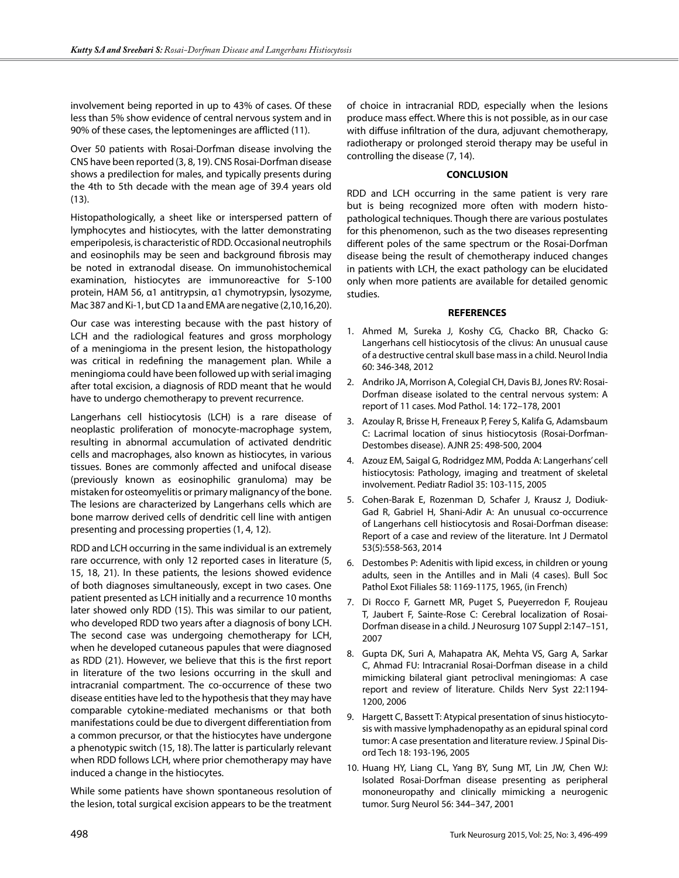involvement being reported in up to 43% of cases. Of these less than 5% show evidence of central nervous system and in 90% of these cases, the leptomeninges are afflicted (11).

Over 50 patients with Rosai-Dorfman disease involving the CNS have been reported (3, 8, 19). CNS Rosai-Dorfman disease shows a predilection for males, and typically presents during the 4th to 5th decade with the mean age of 39.4 years old (13).

Histopathologically, a sheet like or interspersed pattern of lymphocytes and histiocytes, with the latter demonstrating emperipolesis, is characteristic of RDD. Occasional neutrophils and eosinophils may be seen and background fibrosis may be noted in extranodal disease. On immunohistochemical examination, histiocytes are immunoreactive for S-100 protein, HAM 56, α1 antitrypsin, α1 chymotrypsin, lysozyme, Mac 387 and Ki-1, but CD 1a and EMA are negative (2,10,16,20).

Our case was interesting because with the past history of LCH and the radiological features and gross morphology of a meningioma in the present lesion, the histopathology was critical in redefining the management plan. While a meningioma could have been followed up with serial imaging after total excision, a diagnosis of RDD meant that he would have to undergo chemotherapy to prevent recurrence.

Langerhans cell histiocytosis (LCH) is a rare disease of neoplastic proliferation of monocyte-macrophage system, resulting in abnormal accumulation of activated dendritic cells and macrophages, also known as histiocytes, in various tissues. Bones are commonly affected and unifocal disease (previously known as eosinophilic granuloma) may be mistaken for osteomyelitis or primary malignancy of the bone. The lesions are characterized by Langerhans cells which are bone marrow derived cells of dendritic cell line with antigen presenting and processing properties (1, 4, 12).

RDD and LCH occurring in the same individual is an extremely rare occurrence, with only 12 reported cases in literature (5, 15, 18, 21). In these patients, the lesions showed evidence of both diagnoses simultaneously, except in two cases. One patient presented as LCH initially and a recurrence 10 months later showed only RDD (15). This was similar to our patient, who developed RDD two years after a diagnosis of bony LCH. The second case was undergoing chemotherapy for LCH, when he developed cutaneous papules that were diagnosed as RDD (21). However, we believe that this is the first report in literature of the two lesions occurring in the skull and intracranial compartment. The co-occurrence of these two disease entities have led to the hypothesis that they may have comparable cytokine-mediated mechanisms or that both manifestations could be due to divergent differentiation from a common precursor, or that the histiocytes have undergone a phenotypic switch (15, 18). The latter is particularly relevant when RDD follows LCH, where prior chemotherapy may have induced a change in the histiocytes.

While some patients have shown spontaneous resolution of the lesion, total surgical excision appears to be the treatment of choice in intracranial RDD, especially when the lesions produce mass effect. Where this is not possible, as in our case with diffuse infiltration of the dura, adjuvant chemotherapy, radiotherapy or prolonged steroid therapy may be useful in controlling the disease (7, 14).

## CONCLUSION

RDD and LCH occurring in the same patient is very rare but is being recognized more often with modern histopathological techniques. Though there are various postulates for this phenomenon, such as the two diseases representing different poles of the same spectrum or the Rosai-Dorfman disease being the result of chemotherapy induced changes in patients with LCH, the exact pathology can be elucidated only when more patients are available for detailed genomic studies.

## REFERENCES

1. Ahmed M, Sureka J, Koshy CG, Chacko BR, Chacko G: Langerhans cell histiocytosis of the clivus: An unusual cause of a destructive central skull base mass in a child. Neurol India 60: 346-348, 2012
2. Andriko JA, Morrison A, Colegial CH, Davis BJ, Jones RV: Rosai-Dorfman disease isolated to the central nervous system: A report of 11 cases. Mod Pathol. 14: 172–178, 2001
3. Azoulay R, Brisse H, Freneaux P, Ferey S, Kalifa G, Adamsbaum C: Lacrimal location of sinus histiocytosis (Rosai-Dorfman-Destombes disease). AJNR 25: 498-500, 2004
4. Azouz EM, Saigal G, Rodridgez MM, Podda A: Langerhans' cell histiocytosis: Pathology, imaging and treatment of skeletal involvement. Pediatr Radiol 35: 103-115, 2005
5. Cohen-Barak E, Rozenman D, Schafer J, Krausz J, Dodiuk-Gad R, Gabriel H, Shani-Adir A: An unusual co-occurrence of Langerhans cell histiocytosis and Rosai-Dorfman disease: Report of a case and review of the literature. Int J Dermatol 53(5):558-563, 2014
6. Destombes P: Adenitis with lipid excess, in children or young adults, seen in the Antilles and in Mali (4 cases). Bull Soc Pathol Exot Filiales 58: 1169-1175, 1965, (in French)
7. Di Rocco F, Garnett MR, Puget S, Pueyerredon F, Roujeau T, Jaubert F, Sainte-Rose C: Cerebral localization of Rosai-Dorfman disease in a child. J Neurosurg 107 Suppl 2:147–151, 2007
8. Gupta DK, Suri A, Mahapatra AK, Mehta VS, Garg A, Sarkar C, Ahmad FU: Intracranial Rosai-Dorfman disease in a child mimicking bilateral giant petroclival meningiomas: A case report and review of literature. Childs Nerv Syst 22:1194-1200, 2006
9. Hargett C, Bassett T: Atypical presentation of sinus histiocytosis with massive lymphadenopathy as an epidural spinal cord tumor: A case presentation and literature review. J Spinal Disord Tech 18: 193-196, 2005
10. Huang HY, Liang CL, Yang BY, Sung MT, Lin JW, Chen WJ: Isolated Rosai-Dorfman disease presenting as peripheral mononeuropathy and clinically mimicking a neurogenic tumor. Surg Neurol 56: 344–347, 2001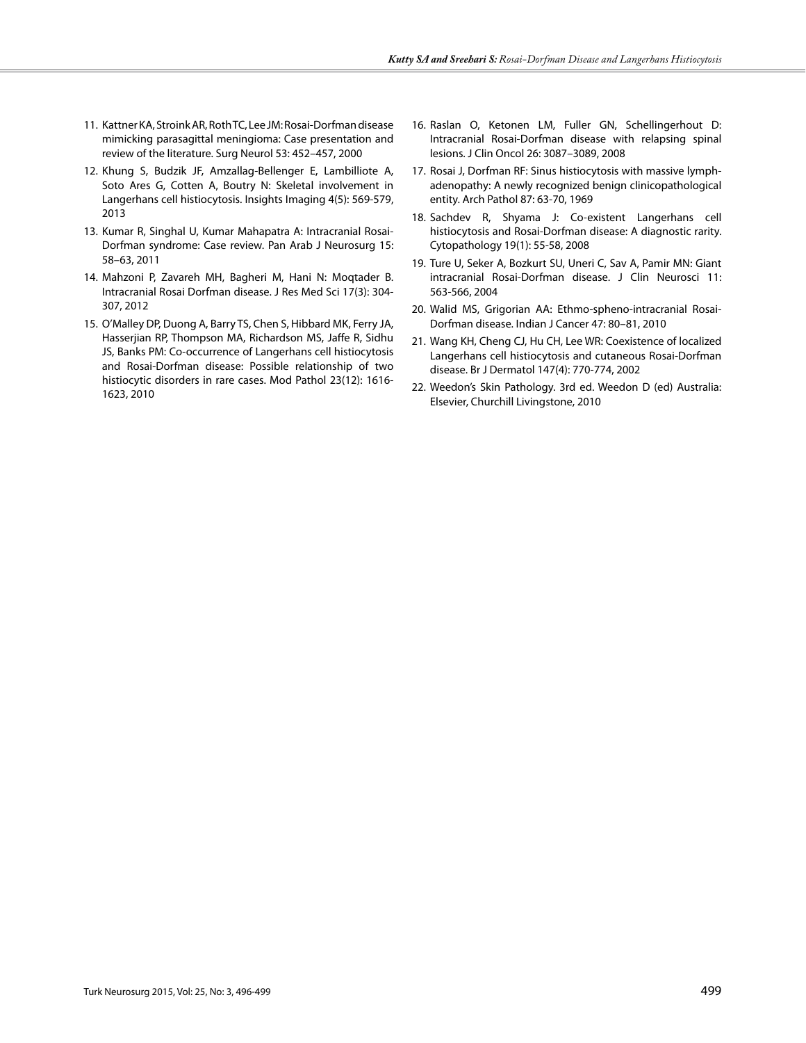11. Kattner KA, Stroink AR, Roth TC, Lee JM: Rosai-Dorfman disease mimicking parasagittal meningioma: Case presentation and review of the literature. Surg Neurol 53: 452–457, 2000
12. Khung S, Budzik JF, Amzallag-Bellenger E, Lambilliote A, Soto Ares G, Cotten A, Boutry N: Skeletal involvement in Langerhans cell histiocytosis. Insights Imaging 4(5): 569-579, 2013
13. Kumar R, Singhal U, Kumar Mahapatra A: Intracranial Rosai-Dorfman syndrome: Case review. Pan Arab J Neurosurg 15: 58–63, 2011
14. Mahzoni P, Zavareh MH, Bagheri M, Hani N: Moqtader B. Intracranial Rosai Dorfman disease. J Res Med Sci 17(3): 304-307, 2012
15. O'Malley DP, Duong A, Barry TS, Chen S, Hibbard MK, Ferry JA, Hasserjian RP, Thompson MA, Richardson MS, Jaffe R, Sidhu JS, Banks PM: Co-occurrence of Langerhans cell histiocytosis and Rosai-Dorfman disease: Possible relationship of two histiocytic disorders in rare cases. Mod Pathol 23(12): 1616-1623, 2010
16. Raslan O, Ketonen LM, Fuller GN, Schellingerhout D: Intracranial Rosai-Dorfman disease with relapsing spinal lesions. J Clin Oncol 26: 3087–3089, 2008
17. Rosai J, Dorfman RF: Sinus histiocytosis with massive lymph-adenopathy: A newly recognized benign clinicopathological entity. Arch Pathol 87: 63-70, 1969
18. Sachdev R, Shyama J: Co-existent Langerhans cell histiocytosis and Rosai-Dorfman disease: A diagnostic rarity. Cytopathology 19(1): 55-58, 2008
19. Ture U, Seker A, Bozkurt SU, Uneri C, Sav A, Pamir MN: Giant intracranial Rosai-Dorfman disease. J Clin Neurosci 11: 563-566, 2004
20. Walid MS, Grigorian AA: Ethmo-spheno-intracranial Rosai-Dorfman disease. Indian J Cancer 47: 80–81, 2010
21. Wang KH, Cheng CJ, Hu CH, Lee WR: Coexistence of localized Langerhans cell histiocytosis and cutaneous Rosai-Dorfman disease. Br J Dermatol 147(4): 770-774, 2002
22. Weedon's Skin Pathology. 3rd ed. Weedon D (ed) Australia: Elsevier, Churchill Livingstone, 2010